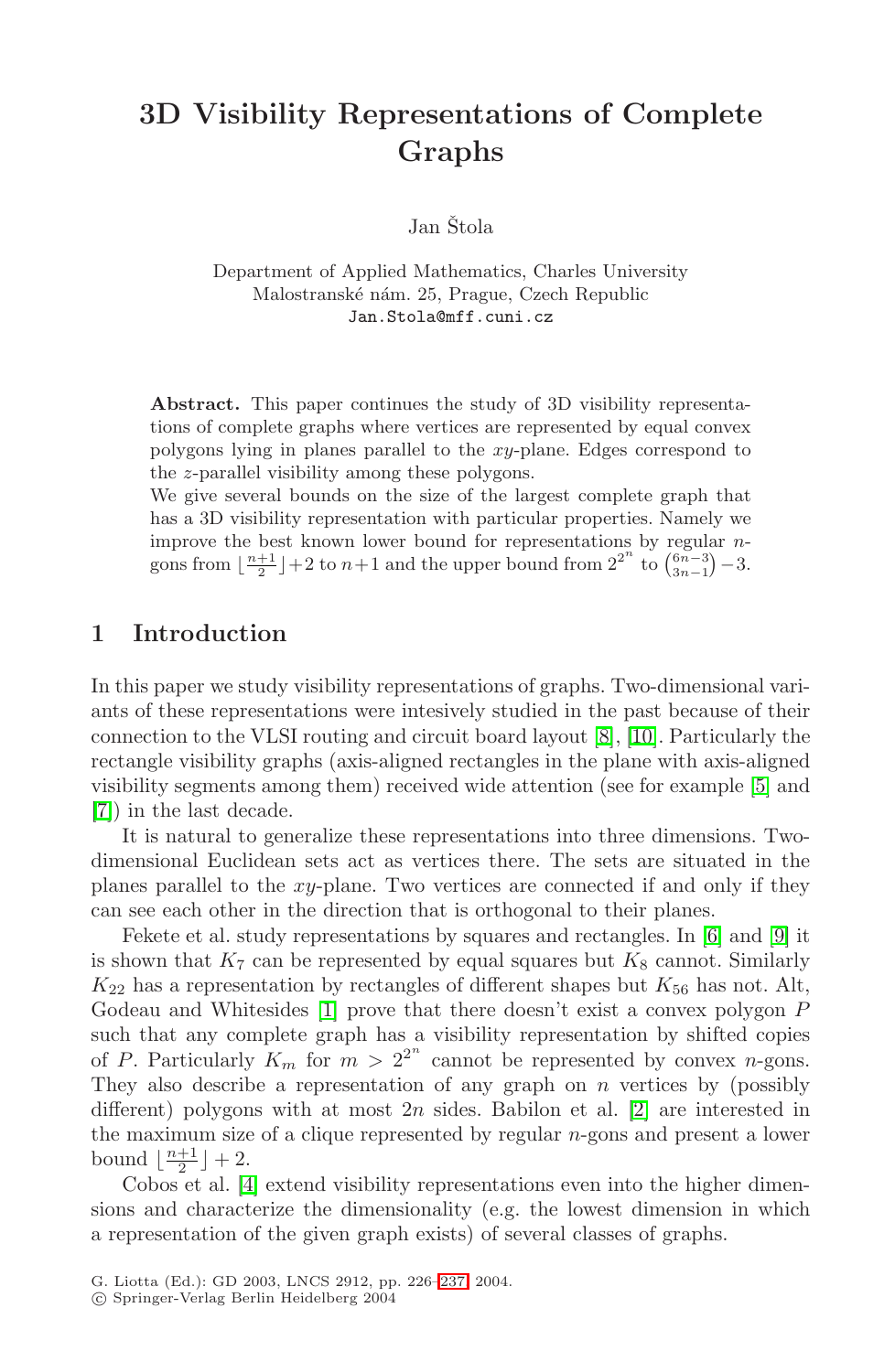# 3D Visibility Representations of Complete Graphs

Jan Štola

Department of Applied Mathematics, Charles University
Malostranské nám. 25, Prague, Czech Republic
Jan.Stola@mff.cuni.cz

**Abstract.** This paper continues the study of 3D visibility representations of complete graphs where vertices are represented by equal convex polygons lying in planes parallel to the $xy$-plane. Edges correspond to the $z$-parallel visibility among these polygons.

We give several bounds on the size of the largest complete graph that has a 3D visibility representation with particular properties. Namely we improve the best known lower bound for representations by regular $n$-gons from $\lfloor \frac{n+1}{2} \rfloor + 2$ to $n+1$ and the upper bound from $2^{2^n}$ to $\binom{6n-3}{3n-1} - 3$.

## 1 Introduction

In this paper we study visibility representations of graphs. Two-dimensional variants of these representations were intesively studied in the past because of their connection to the VLSI routing and circuit board layout [8], [10]. Particularly the rectangle visibility graphs (axis-aligned rectangles in the plane with axis-aligned visibility segments among them) received wide attention (see for example [5] and [7]) in the last decade.

It is natural to generalize these representations into three dimensions. Two-dimensional Euclidean sets act as vertices there. The sets are situated in the planes parallel to the $xy$-plane. Two vertices are connected if and only if they can see each other in the direction that is orthogonal to their planes.

Fekete et al. study representations by squares and rectangles. In [6] and [9] it is shown that $K_7$ can be represented by equal squares but $K_8$ cannot. Similarly $K_{22}$ has a representation by rectangles of different shapes but $K_{56}$ has not. Alt, Godeau and Whitesides [1] prove that there doesn't exist a convex polygon $P$ such that any complete graph has a visibility representation by shifted copies of $P$. Particularly $K_m$ for $m > 2^{2^n}$ cannot be represented by convex $n$-gons. They also describe a representation of any graph on $n$ vertices by (possibly different) polygons with at most $2n$ sides. Babilon et al. [2] are interested in the maximum size of a clique represented by regular $n$-gons and present a lower bound $\lfloor \frac{n+1}{2} \rfloor + 2$.

Cobos et al. [4] extend visibility representations even into the higher dimensions and characterize the dimensionality (e.g. the lowest dimension in which a representation of the given graph exists) of several classes of graphs.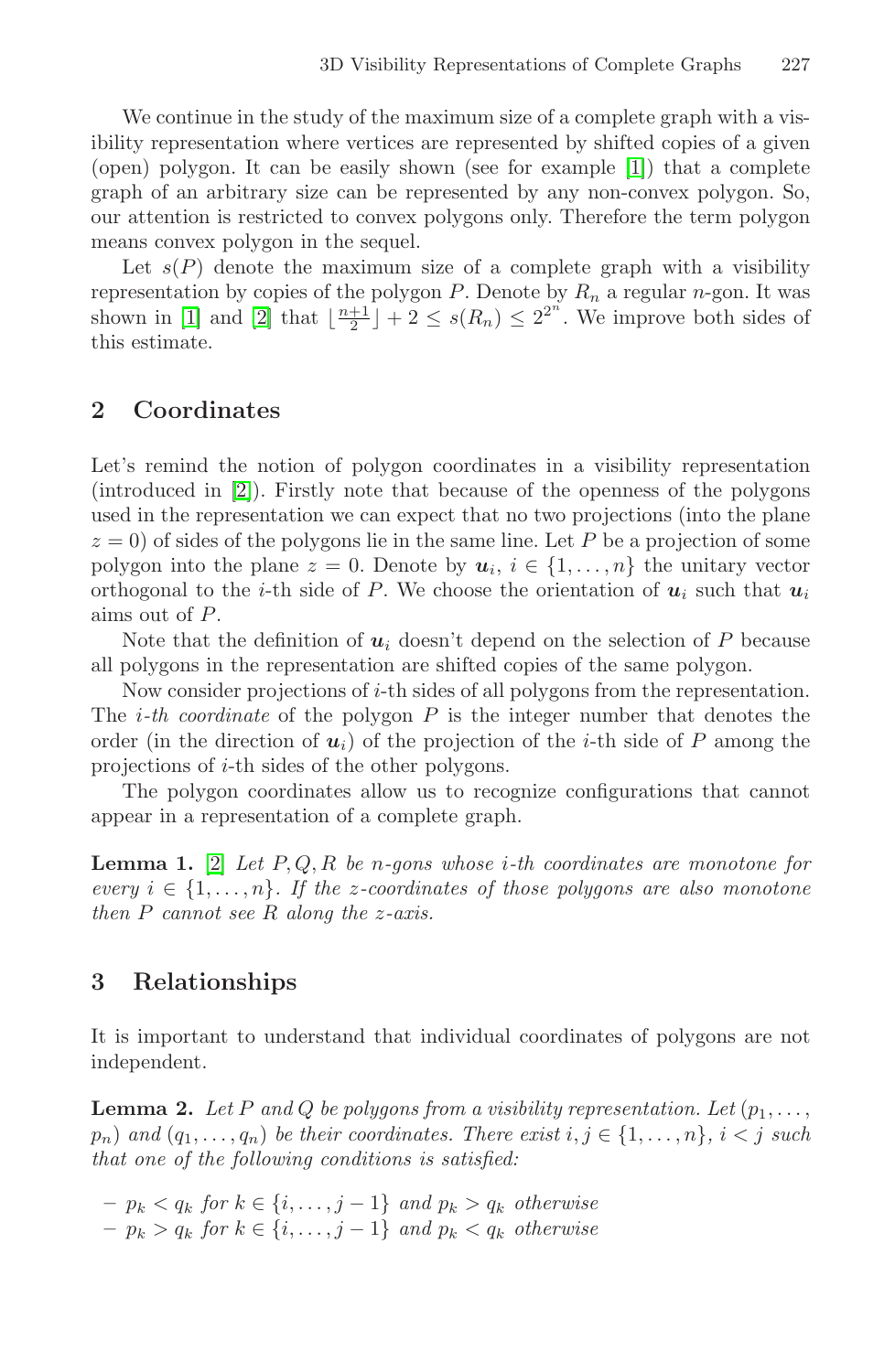We continue in the study of the maximum size of a complete graph with a visibility representation where vertices are represented by shifted copies of a given (open) polygon. It can be easily shown (see for example [1]) that a complete graph of an arbitrary size can be represented by any non-convex polygon. So, our attention is restricted to convex polygons only. Therefore the term polygon means convex polygon in the sequel.

Let $s(P)$ denote the maximum size of a complete graph with a visibility representation by copies of the polygon $P$. Denote by $R_n$ a regular $n$-gon. It was shown in [1] and [2] that $\lfloor \frac{n+1}{2} \rfloor + 2 \leq s(R_n) \leq 2^{2^n}$. We improve both sides of this estimate.

## 2 Coordinates

Let's remind the notion of polygon coordinates in a visibility representation (introduced in [2]). Firstly note that because of the openness of the polygons used in the representation we can expect that no two projections (into the plane $z = 0$) of sides of the polygons lie in the same line. Let $P$ be a projection of some polygon into the plane $z = 0$. Denote by $\boldsymbol{u}_i$, $i \in \{1, \ldots, n\}$ the unitary vector orthogonal to the $i$-th side of $P$. We choose the orientation of $\boldsymbol{u}_i$ such that $\boldsymbol{u}_i$ aims out of $P$.

Note that the definition of $\boldsymbol{u}_i$ doesn't depend on the selection of $P$ because all polygons in the representation are shifted copies of the same polygon.

Now consider projections of $i$-th sides of all polygons from the representation. The *$i$-th coordinate* of the polygon $P$ is the integer number that denotes the order (in the direction of $\boldsymbol{u}_i$) of the projection of the $i$-th side of $P$ among the projections of $i$-th sides of the other polygons.

The polygon coordinates allow us to recognize configurations that cannot appear in a representation of a complete graph.

**Lemma 1.** [2] *Let $P, Q, R$ be $n$-gons whose $i$-th coordinates are monotone for every $i \in \{1, \ldots, n\}$. If the $z$-coordinates of those polygons are also monotone then $P$ cannot see $R$ along the $z$-axis.*

## 3 Relationships

It is important to understand that individual coordinates of polygons are not independent.

**Lemma 2.** *Let $P$ and $Q$ be polygons from a visibility representation. Let $(p_1, \ldots, p_n)$ and $(q_1, \ldots, q_n)$ be their coordinates. There exist $i, j \in \{1, \ldots, n\}$, $i < j$ such that one of the following conditions is satisfied:*

- $p_k < q_k$ *for* $k \in \{i, \ldots, j-1\}$ *and* $p_k > q_k$ *otherwise*
- $p_k > q_k$ *for* $k \in \{i, \ldots, j-1\}$ *and* $p_k < q_k$ *otherwise*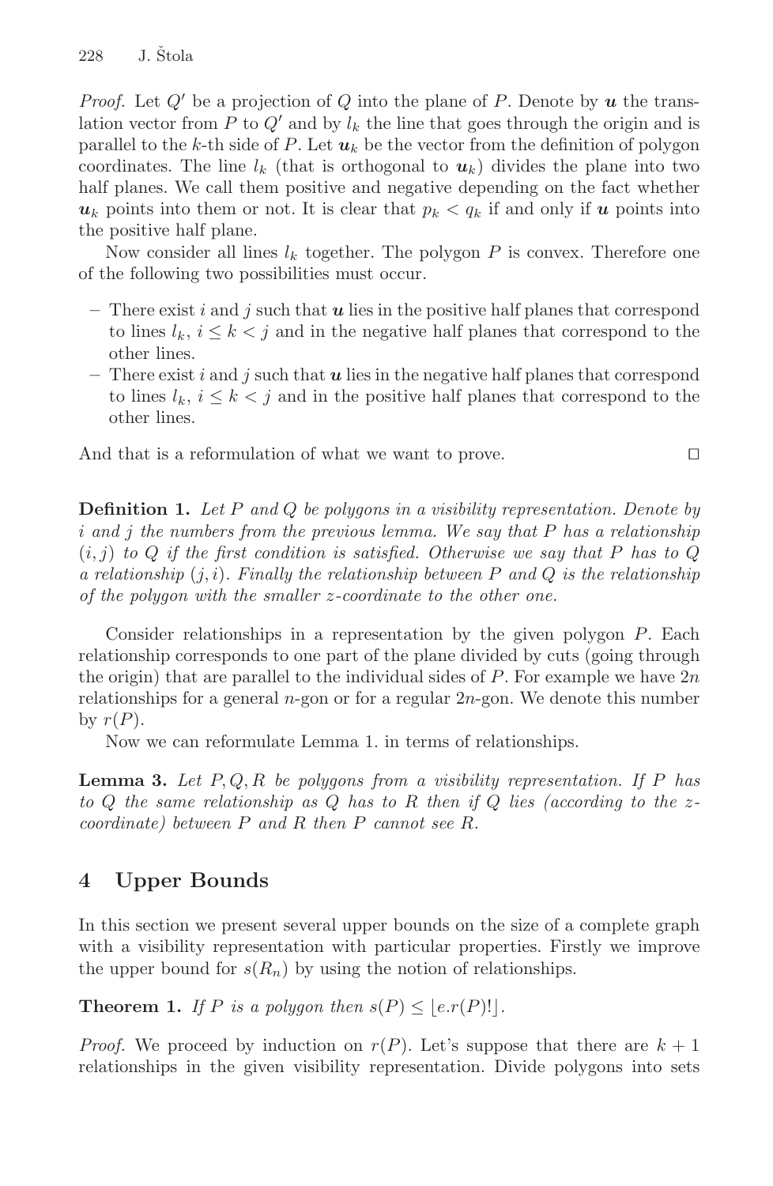*Proof.* Let $Q'$ be a projection of $Q$ into the plane of $P$. Denote by $\boldsymbol{u}$ the translation vector from $P$ to $Q'$ and by $l_k$ the line that goes through the origin and is parallel to the $k$-th side of $P$. Let $\boldsymbol{u}_k$ be the vector from the definition of polygon coordinates. The line $l_k$ (that is orthogonal to $\boldsymbol{u}_k$) divides the plane into two half planes. We call them positive and negative depending on the fact whether $\boldsymbol{u}_k$ points into them or not. It is clear that $p_k < q_k$ if and only if $\boldsymbol{u}$ points into the positive half plane.

Now consider all lines $l_k$ together. The polygon $P$ is convex. Therefore one of the following two possibilities must occur.

- There exist $i$ and $j$ such that $\boldsymbol{u}$ lies in the positive half planes that correspond to lines $l_k$, $i \leq k < j$ and in the negative half planes that correspond to the other lines.
- There exist $i$ and $j$ such that $\boldsymbol{u}$ lies in the negative half planes that correspond to lines $l_k$, $i \leq k < j$ and in the positive half planes that correspond to the other lines.

And that is a reformulation of what we want to prove. □

**Definition 1.** *Let $P$ and $Q$ be polygons in a visibility representation. Denote by $i$ and $j$ the numbers from the previous lemma. We say that $P$ has a relationship $(i, j)$ to $Q$ if the first condition is satisfied. Otherwise we say that $P$ has to $Q$ a relationship $(j, i)$. Finally the relationship between $P$ and $Q$ is the relationship of the polygon with the smaller $z$-coordinate to the other one.*

Consider relationships in a representation by the given polygon $P$. Each relationship corresponds to one part of the plane divided by cuts (going through the origin) that are parallel to the individual sides of $P$. For example we have $2n$ relationships for a general $n$-gon or for a regular $2n$-gon. We denote this number by $r(P)$.

Now we can reformulate Lemma 1. in terms of relationships.

**Lemma 3.** *Let $P, Q, R$ be polygons from a visibility representation. If $P$ has to $Q$ the same relationship as $Q$ has to $R$ then if $Q$ lies (according to the $z$-coordinate) between $P$ and $R$ then $P$ cannot see $R$.*

## 4 Upper Bounds

In this section we present several upper bounds on the size of a complete graph with a visibility representation with particular properties. Firstly we improve the upper bound for $s(R_n)$ by using the notion of relationships.

**Theorem 1.** *If $P$ is a polygon then $s(P) \leq \lfloor e.r(P)! \rfloor$.*

*Proof.* We proceed by induction on $r(P)$. Let's suppose that there are $k+1$ relationships in the given visibility representation. Divide polygons into sets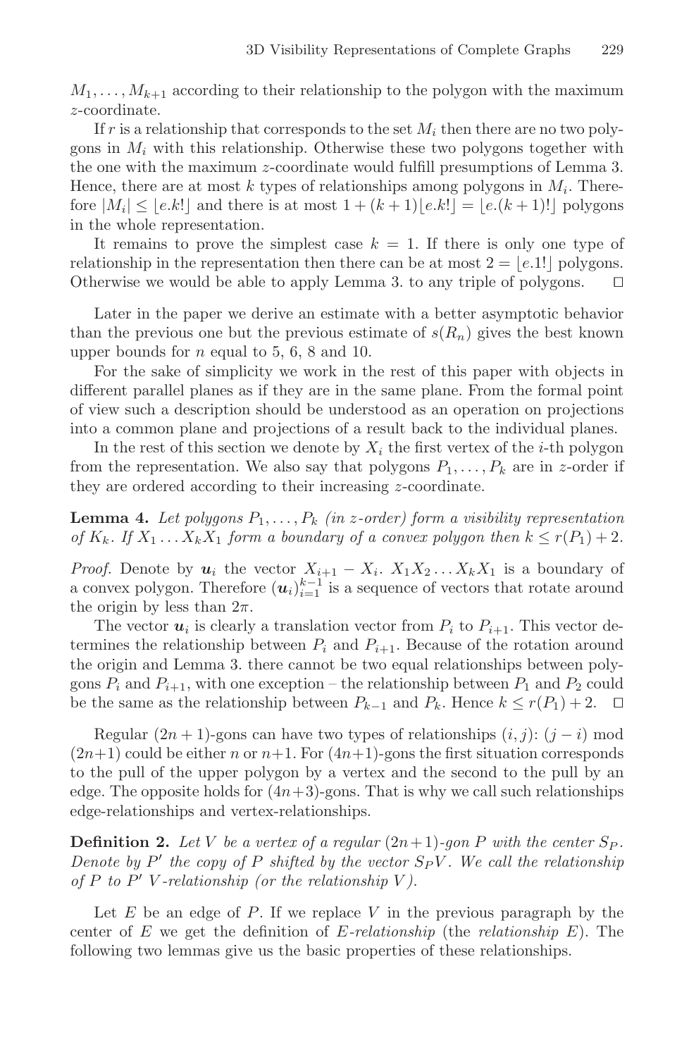$M_1, \ldots, M_{k+1}$ according to their relationship to the polygon with the maximum $z$-coordinate.

If $r$ is a relationship that corresponds to the set $M_i$ then there are no two polygons in $M_i$ with this relationship. Otherwise these two polygons together with the one with the maximum $z$-coordinate would fulfill presumptions of Lemma 3. Hence, there are at most $k$ types of relationships among polygons in $M_i$. Therefore $|M_i| \leq \lfloor e.k! \rfloor$ and there is at most $1 + (k+1)\lfloor e.k! \rfloor = \lfloor e.(k+1)! \rfloor$ polygons in the whole representation.

It remains to prove the simplest case $k = 1$. If there is only one type of relationship in the representation then there can be at most $2 = \lfloor e.1! \rfloor$ polygons. Otherwise we would be able to apply Lemma 3. to any triple of polygons. □

Later in the paper we derive an estimate with a better asymptotic behavior than the previous one but the previous estimate of $s(R_n)$ gives the best known upper bounds for $n$ equal to 5, 6, 8 and 10.

For the sake of simplicity we work in the rest of this paper with objects in different parallel planes as if they are in the same plane. From the formal point of view such a description should be understood as an operation on projections into a common plane and projections of a result back to the individual planes.

In the rest of this section we denote by $X_i$ the first vertex of the $i$-th polygon from the representation. We also say that polygons $P_1, \ldots, P_k$ are in $z$-order if they are ordered according to their increasing $z$-coordinate.

**Lemma 4.** *Let polygons $P_1, \ldots, P_k$ (in $z$-order) form a visibility representation of $K_k$. If $X_1 \ldots X_k X_1$ form a boundary of a convex polygon then $k \leq r(P_1) + 2$.*

*Proof.* Denote by $\boldsymbol{u}_i$ the vector $X_{i+1} - X_i$. $X_1 X_2 \ldots X_k X_1$ is a boundary of a convex polygon. Therefore $(\boldsymbol{u}_i)_{i=1}^{k-1}$ is a sequence of vectors that rotate around the origin by less than $2\pi$.

The vector $\boldsymbol{u}_i$ is clearly a translation vector from $P_i$ to $P_{i+1}$. This vector determines the relationship between $P_i$ and $P_{i+1}$. Because of the rotation around the origin and Lemma 3. there cannot be two equal relationships between polygons $P_i$ and $P_{i+1}$, with one exception – the relationship between $P_1$ and $P_2$ could be the same as the relationship between $P_{k-1}$ and $P_k$. Hence $k \leq r(P_1) + 2$. □

Regular $(2n+1)$-gons can have two types of relationships $(i, j)$: $(j - i) \bmod (2n+1)$ could be either $n$ or $n+1$. For $(4n+1)$-gons the first situation corresponds to the pull of the upper polygon by a vertex and the second to the pull by an edge. The opposite holds for $(4n+3)$-gons. That is why we call such relationships edge-relationships and vertex-relationships.

**Definition 2.** *Let $V$ be a vertex of a regular $(2n+1)$-gon $P$ with the center $S_P$. Denote by $P'$ the copy of $P$ shifted by the vector $S_P V$. We call the relationship of $P$ to $P'$ $V$-relationship (or the relationship $V$).*

Let $E$ be an edge of $P$. If we replace $V$ in the previous paragraph by the center of $E$ we get the definition of *$E$-relationship* (the *relationship $E$*). The following two lemmas give us the basic properties of these relationships.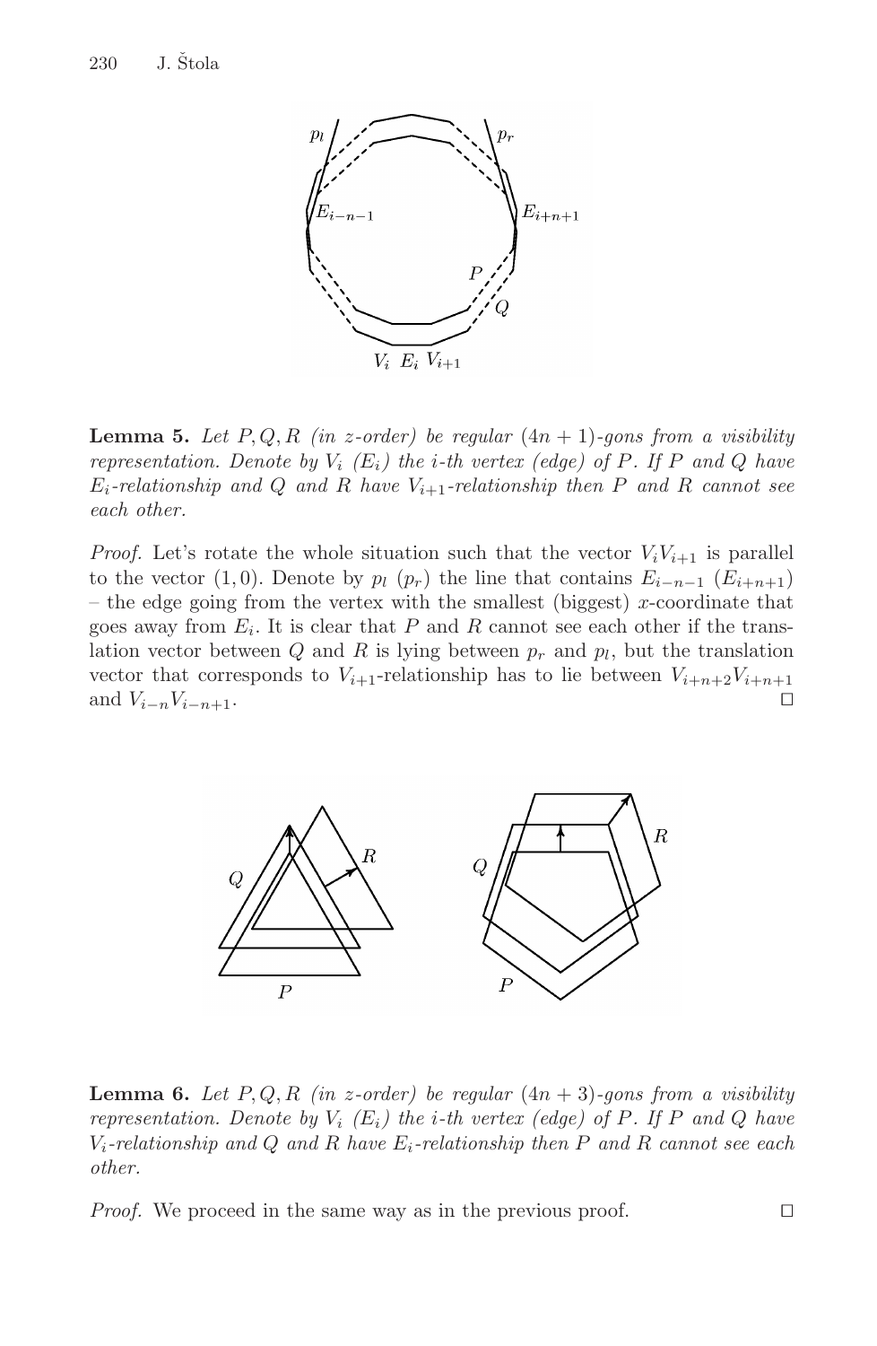**Lemma 5.** *Let $P, Q, R$ (in z-order) be regular $(4n+1)$-gons from a visibility representation. Denote by $V_i$ ($E_i$) the i-th vertex (edge) of $P$. If $P$ and $Q$ have $E_i$-relationship and $Q$ and $R$ have $V_{i+1}$-relationship then $P$ and $R$ cannot see each other.*

*Proof.* Let's rotate the whole situation such that the vector $V_iV_{i+1}$ is parallel to the vector $(1,0)$. Denote by $p_l$ ($p_r$) the line that contains $E_{i-n-1}$ ($E_{i+n+1}$) – the edge going from the vertex with the smallest (biggest) $x$-coordinate that goes away from $E_i$. It is clear that $P$ and $R$ cannot see each other if the translation vector between $Q$ and $R$ is lying between $p_r$ and $p_l$, but the translation vector that corresponds to $V_{i+1}$-relationship has to lie between $V_{i+n+2}V_{i+n+1}$ and $V_{i-n}V_{i-n+1}$. □

**Lemma 6.** *Let $P, Q, R$ (in z-order) be regular $(4n+3)$-gons from a visibility representation. Denote by $V_i$ ($E_i$) the i-th vertex (edge) of $P$. If $P$ and $Q$ have $V_i$-relationship and $Q$ and $R$ have $E_i$-relationship then $P$ and $R$ cannot see each other.*

*Proof.* We proceed in the same way as in the previous proof. □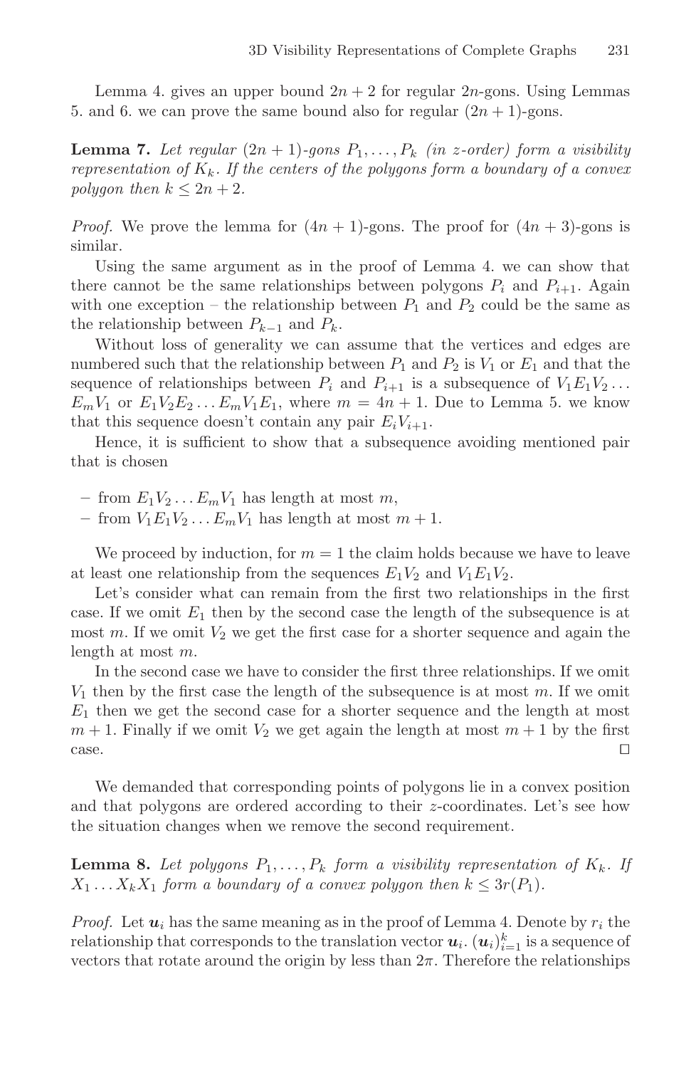Lemma 4. gives an upper bound $2n + 2$ for regular $2n$-gons. Using Lemmas 5. and 6. we can prove the same bound also for regular $(2n + 1)$-gons.

**Lemma 7.** *Let regular $(2n + 1)$-gons $P_1, \ldots, P_k$ (in z-order) form a visibility representation of $K_k$. If the centers of the polygons form a boundary of a convex polygon then $k \leq 2n + 2$.*

*Proof.* We prove the lemma for $(4n + 1)$-gons. The proof for $(4n + 3)$-gons is similar.

Using the same argument as in the proof of Lemma 4. we can show that there cannot be the same relationships between polygons $P_i$ and $P_{i+1}$. Again with one exception – the relationship between $P_1$ and $P_2$ could be the same as the relationship between $P_{k-1}$ and $P_k$.

Without loss of generality we can assume that the vertices and edges are numbered such that the relationship between $P_1$ and $P_2$ is $V_1$ or $E_1$ and that the sequence of relationships between $P_i$ and $P_{i+1}$ is a subsequence of $V_1 E_1 V_2 \ldots E_m V_1$ or $E_1 V_2 E_2 \ldots E_m V_1 E_1$, where $m = 4n + 1$. Due to Lemma 5. we know that this sequence doesn't contain any pair $E_i V_{i+1}$.

Hence, it is sufficient to show that a subsequence avoiding mentioned pair that is chosen

- from $E_1 V_2 \ldots E_m V_1$ has length at most $m$,
- from $V_1 E_1 V_2 \ldots E_m V_1$ has length at most $m + 1$.

We proceed by induction, for $m = 1$ the claim holds because we have to leave at least one relationship from the sequences $E_1 V_2$ and $V_1 E_1 V_2$.

Let's consider what can remain from the first two relationships in the first case. If we omit $E_1$ then by the second case the length of the subsequence is at most $m$. If we omit $V_2$ we get the first case for a shorter sequence and again the length at most $m$.

In the second case we have to consider the first three relationships. If we omit $V_1$ then by the first case the length of the subsequence is at most $m$. If we omit $E_1$ then we get the second case for a shorter sequence and the length at most $m + 1$. Finally if we omit $V_2$ we get again the length at most $m + 1$ by the first case. □

We demanded that corresponding points of polygons lie in a convex position and that polygons are ordered according to their $z$-coordinates. Let's see how the situation changes when we remove the second requirement.

**Lemma 8.** *Let polygons $P_1, \ldots, P_k$ form a visibility representation of $K_k$. If $X_1 \ldots X_k X_1$ form a boundary of a convex polygon then $k \leq 3r(P_1)$.*

*Proof.* Let $\boldsymbol{u}_i$ has the same meaning as in the proof of Lemma 4. Denote by $r_i$ the relationship that corresponds to the translation vector $\boldsymbol{u}_i$. $(\boldsymbol{u}_i)_{i=1}^k$ is a sequence of vectors that rotate around the origin by less than $2\pi$. Therefore the relationships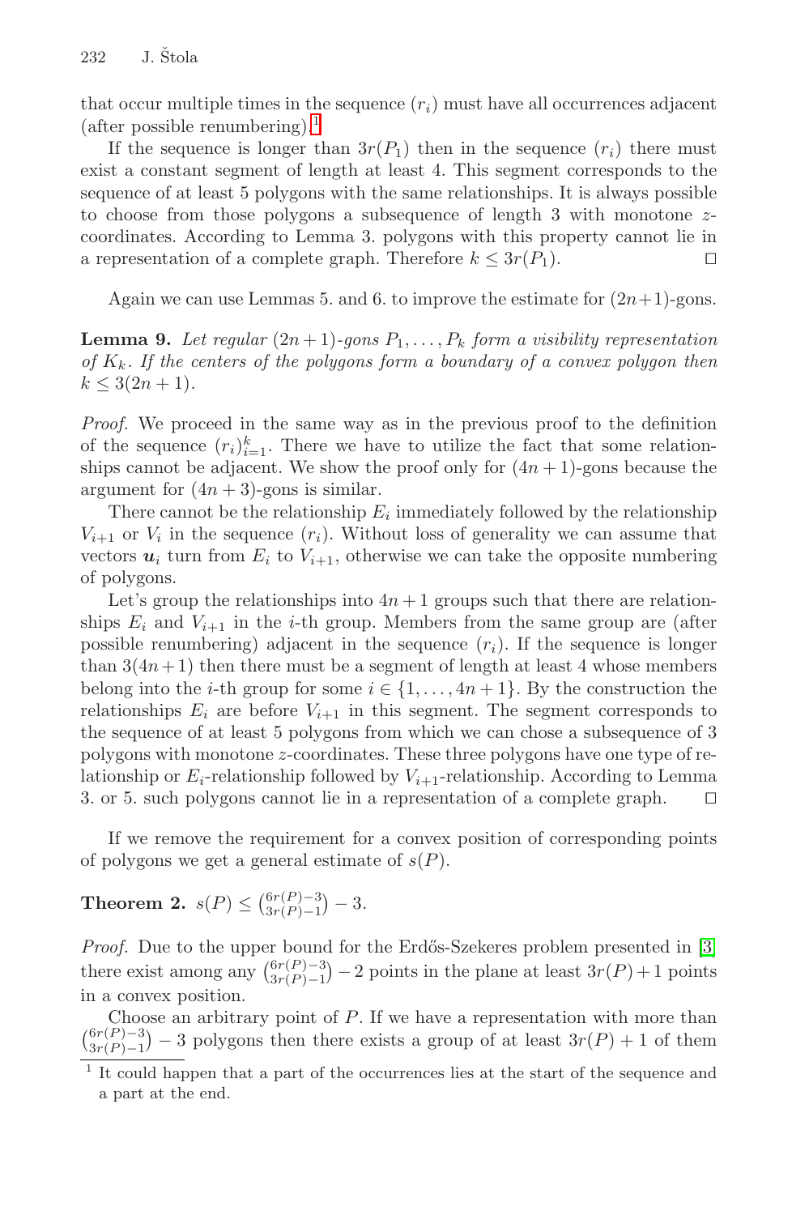that occur multiple times in the sequence $(r_i)$ must have all occurrences adjacent (after possible renumbering).[1]

If the sequence is longer than $3r(P_1)$ then in the sequence $(r_i)$ there must exist a constant segment of length at least 4. This segment corresponds to the sequence of at least 5 polygons with the same relationships. It is always possible to choose from those polygons a subsequence of length 3 with monotone $z$-coordinates. According to Lemma 3. polygons with this property cannot lie in a representation of a complete graph. Therefore $k \leq 3r(P_1)$. □

Again we can use Lemmas 5. and 6. to improve the estimate for $(2n+1)$-gons.

**Lemma 9.** *Let regular $(2n+1)$-gons $P_1, \ldots, P_k$ form a visibility representation of $K_k$. If the centers of the polygons form a boundary of a convex polygon then $k \leq 3(2n+1)$.*

*Proof.* We proceed in the same way as in the previous proof to the definition of the sequence $(r_i)_{i=1}^k$. There we have to utilize the fact that some relationships cannot be adjacent. We show the proof only for $(4n+1)$-gons because the argument for $(4n+3)$-gons is similar.

There cannot be the relationship $E_i$ immediately followed by the relationship $V_{i+1}$ or $V_i$ in the sequence $(r_i)$. Without loss of generality we can assume that vectors $\boldsymbol{u}_i$ turn from $E_i$ to $V_{i+1}$, otherwise we can take the opposite numbering of polygons.

Let's group the relationships into $4n+1$ groups such that there are relationships $E_i$ and $V_{i+1}$ in the $i$-th group. Members from the same group are (after possible renumbering) adjacent in the sequence $(r_i)$. If the sequence is longer than $3(4n+1)$ then there must be a segment of length at least 4 whose members belong into the $i$-th group for some $i \in \{1, \ldots, 4n+1\}$. By the construction the relationships $E_i$ are before $V_{i+1}$ in this segment. The segment corresponds to the sequence of at least 5 polygons from which we can chose a subsequence of 3 polygons with monotone $z$-coordinates. These three polygons have one type of relationship or $E_i$-relationship followed by $V_{i+1}$-relationship. According to Lemma 3. or 5. such polygons cannot lie in a representation of a complete graph. □

If we remove the requirement for a convex position of corresponding points of polygons we get a general estimate of $s(P)$.

**Theorem 2.** $s(P) \leq \binom{6r(P)-3}{3r(P)-1} - 3$.

*Proof.* Due to the upper bound for the Erdős-Szekeres problem presented in [3] there exist among any $\binom{6r(P)-3}{3r(P)-1} - 2$ points in the plane at least $3r(P)+1$ points in a convex position.

Choose an arbitrary point of $P$. If we have a representation with more than $\binom{6r(P)-3}{3r(P)-1} - 3$ polygons then there exists a group of at least $3r(P)+1$ of them

[1] It could happen that a part of the occurrences lies at the start of the sequence and a part at the end.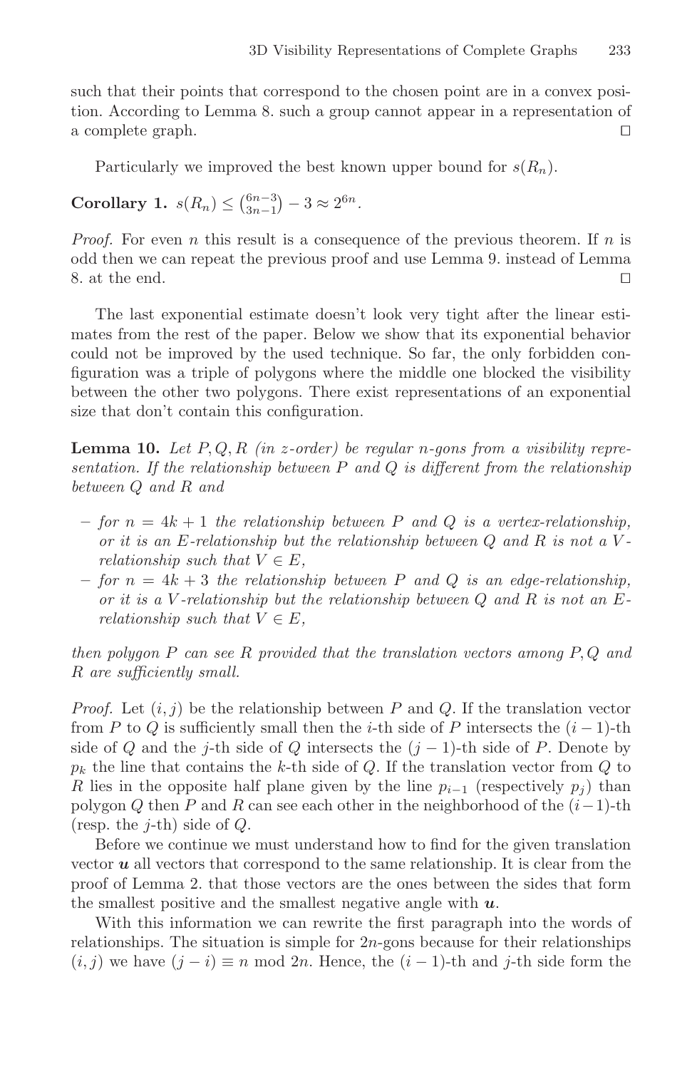such that their points that correspond to the chosen point are in a convex position. According to Lemma 8. such a group cannot appear in a representation of a complete graph. ☐

Particularly we improved the best known upper bound for $s(R_n)$.

**Corollary 1.** $s(R_n) \le \binom{6n-3}{3n-1} - 3 \approx 2^{6n}$.

*Proof.* For even $n$ this result is a consequence of the previous theorem. If $n$ is odd then we can repeat the previous proof and use Lemma 9. instead of Lemma 8. at the end. ☐

The last exponential estimate doesn't look very tight after the linear estimates from the rest of the paper. Below we show that its exponential behavior could not be improved by the used technique. So far, the only forbidden configuration was a triple of polygons where the middle one blocked the visibility between the other two polygons. There exist representations of an exponential size that don't contain this configuration.

**Lemma 10.** *Let $P, Q, R$ (in z-order) be regular n-gons from a visibility representation. If the relationship between $P$ and $Q$ is different from the relationship between $Q$ and $R$ and*

- *for $n = 4k + 1$ the relationship between $P$ and $Q$ is a vertex-relationship, or it is an E-relationship but the relationship between $Q$ and $R$ is not a V-relationship such that $V \in E$,*
- *for $n = 4k + 3$ the relationship between $P$ and $Q$ is an edge-relationship, or it is a V-relationship but the relationship between $Q$ and $R$ is not an E-relationship such that $V \in E$,*

*then polygon $P$ can see $R$ provided that the translation vectors among $P, Q$ and $R$ are sufficiently small.*

*Proof.* Let $(i, j)$ be the relationship between $P$ and $Q$. If the translation vector from $P$ to $Q$ is sufficiently small then the $i$-th side of $P$ intersects the $(i-1)$-th side of $Q$ and the $j$-th side of $Q$ intersects the $(j-1)$-th side of $P$. Denote by $p_k$ the line that contains the $k$-th side of $Q$. If the translation vector from $Q$ to $R$ lies in the opposite half plane given by the line $p_{i-1}$ (respectively $p_j$) than polygon $Q$ then $P$ and $R$ can see each other in the neighborhood of the $(i-1)$-th (resp. the $j$-th) side of $Q$.

Before we continue we must understand how to find for the given translation vector $\boldsymbol{u}$ all vectors that correspond to the same relationship. It is clear from the proof of Lemma 2. that those vectors are the ones between the sides that form the smallest positive and the smallest negative angle with $\boldsymbol{u}$.

With this information we can rewrite the first paragraph into the words of relationships. The situation is simple for $2n$-gons because for their relationships $(i, j)$ we have $(j - i) \equiv n \bmod 2n$. Hence, the $(i-1)$-th and $j$-th side form the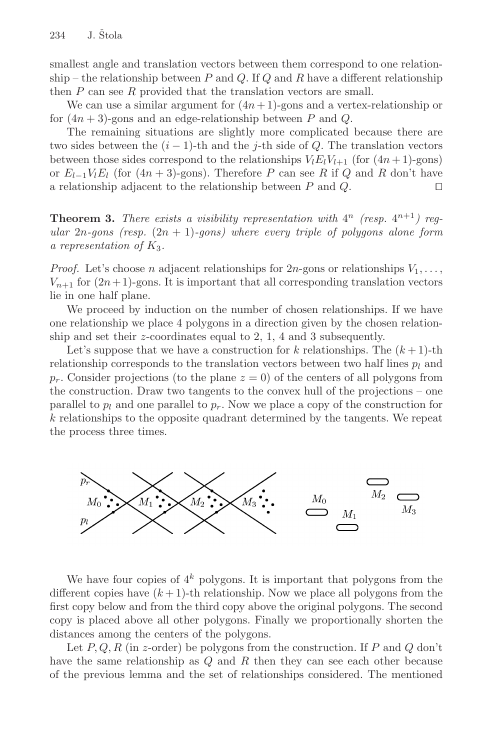smallest angle and translation vectors between them correspond to one relationship – the relationship between $P$ and $Q$. If $Q$ and $R$ have a different relationship then $P$ can see $R$ provided that the translation vectors are small.

We can use a similar argument for $(4n+1)$-gons and a vertex-relationship or for $(4n+3)$-gons and an edge-relationship between $P$ and $Q$.

The remaining situations are slightly more complicated because there are two sides between the $(i-1)$-th and the $j$-th side of $Q$. The translation vectors between those sides correspond to the relationships $V_l E_l V_{l+1}$ (for $(4n+1)$-gons) or $E_{l-1} V_l E_l$ (for $(4n+3)$-gons). Therefore $P$ can see $R$ if $Q$ and $R$ don't have a relationship adjacent to the relationship between $P$ and $Q$. □

**Theorem 3.** *There exists a visibility representation with $4^n$ (resp. $4^{n+1}$) regular $2n$-gons (resp. $(2n+1)$-gons) where every triple of polygons alone form a representation of $K_3$.*

*Proof.* Let's choose $n$ adjacent relationships for $2n$-gons or relationships $V_1, \ldots, V_{n+1}$ for $(2n+1)$-gons. It is important that all corresponding translation vectors lie in one half plane.

We proceed by induction on the number of chosen relationships. If we have one relationship we place 4 polygons in a direction given by the chosen relationship and set their $z$-coordinates equal to 2, 1, 4 and 3 subsequently.

Let's suppose that we have a construction for $k$ relationships. The $(k+1)$-th relationship corresponds to the translation vectors between two half lines $p_l$ and $p_r$. Consider projections (to the plane $z = 0$) of the centers of all polygons from the construction. Draw two tangents to the convex hull of the projections – one parallel to $p_l$ and one parallel to $p_r$. Now we place a copy of the construction for $k$ relationships to the opposite quadrant determined by the tangents. We repeat the process three times.

We have four copies of $4^k$ polygons. It is important that polygons from the different copies have $(k+1)$-th relationship. Now we place all polygons from the first copy below and from the third copy above the original polygons. The second copy is placed above all other polygons. Finally we proportionally shorten the distances among the centers of the polygons.

Let $P, Q, R$ (in $z$-order) be polygons from the construction. If $P$ and $Q$ don't have the same relationship as $Q$ and $R$ then they can see each other because of the previous lemma and the set of relationships considered. The mentioned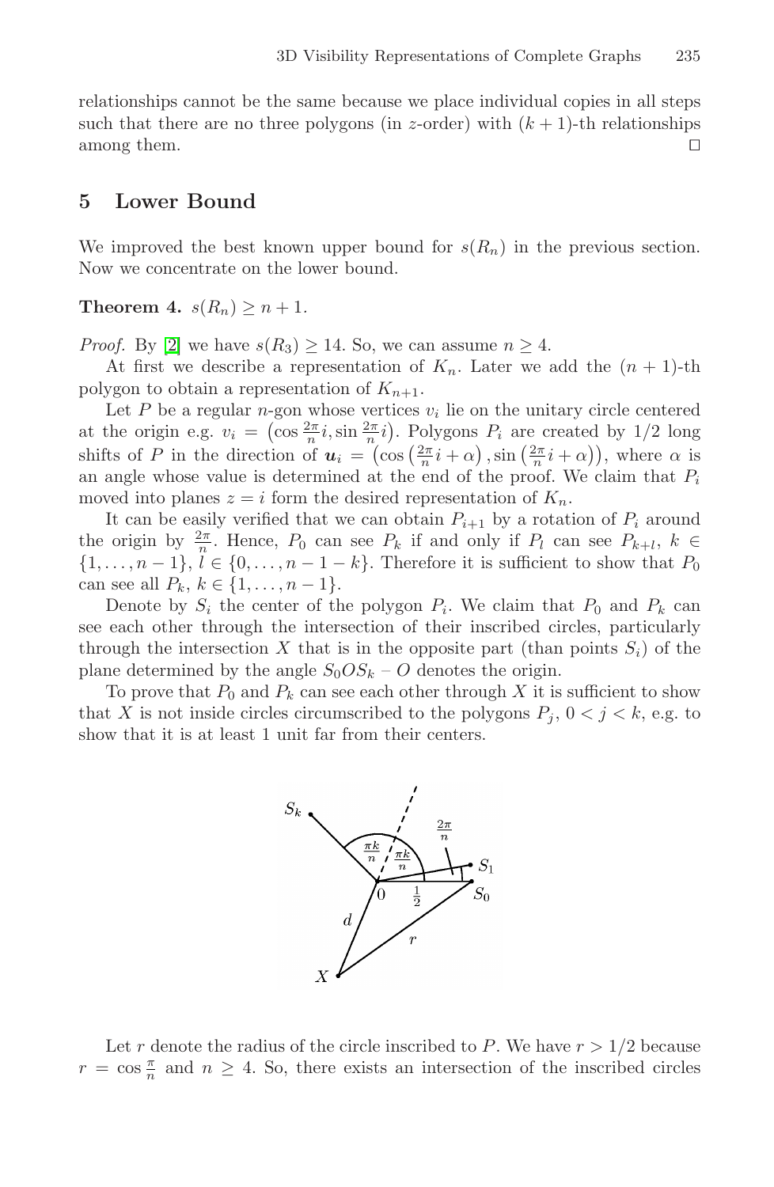relationships cannot be the same because we place individual copies in all steps such that there are no three polygons (in $z$-order) with $(k+1)$-th relationships among them. $\square$

## 5 Lower Bound

We improved the best known upper bound for $s(R_n)$ in the previous section. Now we concentrate on the lower bound.

**Theorem 4.** $s(R_n) \geq n+1$.

*Proof.* By [2] we have $s(R_3) \geq 14$. So, we can assume $n \geq 4$.

At first we describe a representation of $K_n$. Later we add the $(n+1)$-th polygon to obtain a representation of $K_{n+1}$.

Let $P$ be a regular $n$-gon whose vertices $v_i$ lie on the unitary circle centered at the origin e.g. $v_i = \left(\cos \frac{2\pi}{n} i, \sin \frac{2\pi}{n} i\right)$. Polygons $P_i$ are created by 1/2 long shifts of $P$ in the direction of $\boldsymbol{u}_i = \left(\cos\left(\frac{2\pi}{n} i + \alpha\right), \sin\left(\frac{2\pi}{n} i + \alpha\right)\right)$, where $\alpha$ is an angle whose value is determined at the end of the proof. We claim that $P_i$ moved into planes $z = i$ form the desired representation of $K_n$.

It can be easily verified that we can obtain $P_{i+1}$ by a rotation of $P_i$ around the origin by $\frac{2\pi}{n}$. Hence, $P_0$ can see $P_k$ if and only if $P_l$ can see $P_{k+l}$, $k \in \{1, \ldots, n-1\}$, $l \in \{0, \ldots, n-1-k\}$. Therefore it is sufficient to show that $P_0$ can see all $P_k$, $k \in \{1, \ldots, n-1\}$.

Denote by $S_i$ the center of the polygon $P_i$. We claim that $P_0$ and $P_k$ can see each other through the intersection of their inscribed circles, particularly through the intersection $X$ that is in the opposite part (than points $S_i$) of the plane determined by the angle $S_0 O S_k$ – $O$ denotes the origin.

To prove that $P_0$ and $P_k$ can see each other through $X$ it is sufficient to show that $X$ is not inside circles circumscribed to the polygons $P_j$, $0 < j < k$, e.g. to show that it is at least 1 unit far from their centers.

Let $r$ denote the radius of the circle inscribed to $P$. We have $r > 1/2$ because $r = \cos \frac{\pi}{n}$ and $n \geq 4$. So, there exists an intersection of the inscribed circles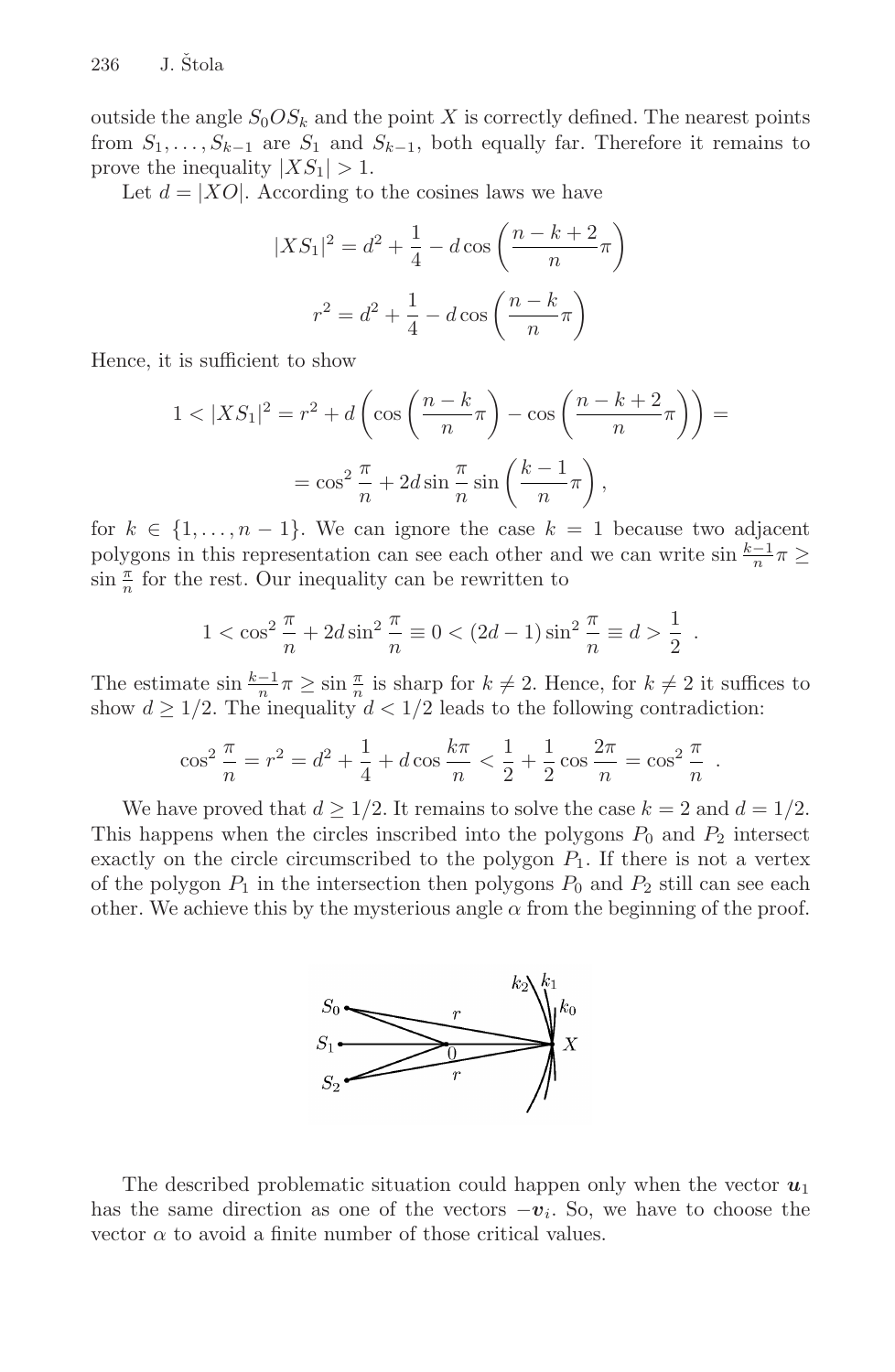outside the angle $S_0OS_k$ and the point $X$ is correctly defined. The nearest points from $S_1, \ldots, S_{k-1}$ are $S_1$ and $S_{k-1}$, both equally far. Therefore it remains to prove the inequality $|XS_1| > 1$.

Let $d = |XO|$. According to the cosines laws we have

$$|XS_1|^2 = d^2 + \frac{1}{4} - d\cos\left(\frac{n-k+2}{n}\pi\right)$$

$$r^2 = d^2 + \frac{1}{4} - d\cos\left(\frac{n-k}{n}\pi\right)$$

Hence, it is sufficient to show

$$1 < |XS_1|^2 = r^2 + d\left(\cos\left(\frac{n-k}{n}\pi\right) - \cos\left(\frac{n-k+2}{n}\pi\right)\right) =$$

$$= \cos^2\frac{\pi}{n} + 2d\sin\frac{\pi}{n}\sin\left(\frac{k-1}{n}\pi\right),$$

for $k \in \{1, \ldots, n-1\}$. We can ignore the case $k = 1$ because two adjacent polygons in this representation can see each other and we can write $\sin\frac{k-1}{n}\pi \geq \sin\frac{\pi}{n}$ for the rest. Our inequality can be rewritten to

$$1 < \cos^2\frac{\pi}{n} + 2d\sin^2\frac{\pi}{n} \equiv 0 < (2d-1)\sin^2\frac{\pi}{n} \equiv d > \frac{1}{2} \ .$$

The estimate $\sin\frac{k-1}{n}\pi \geq \sin\frac{\pi}{n}$ is sharp for $k \neq 2$. Hence, for $k \neq 2$ it suffices to show $d \geq 1/2$. The inequality $d < 1/2$ leads to the following contradiction:

$$\cos^2\frac{\pi}{n} = r^2 = d^2 + \frac{1}{4} + d\cos\frac{k\pi}{n} < \frac{1}{2} + \frac{1}{2}\cos\frac{2\pi}{n} = \cos^2\frac{\pi}{n} \ .$$

We have proved that $d \geq 1/2$. It remains to solve the case $k = 2$ and $d = 1/2$. This happens when the circles inscribed into the polygons $P_0$ and $P_2$ intersect exactly on the circle circumscribed to the polygon $P_1$. If there is not a vertex of the polygon $P_1$ in the intersection then polygons $P_0$ and $P_2$ still can see each other. We achieve this by the mysterious angle $\alpha$ from the beginning of the proof.

The described problematic situation could happen only when the vector $\boldsymbol{u}_1$ has the same direction as one of the vectors $-\boldsymbol{v}_i$. So, we have to choose the vector $\alpha$ to avoid a finite number of those critical values.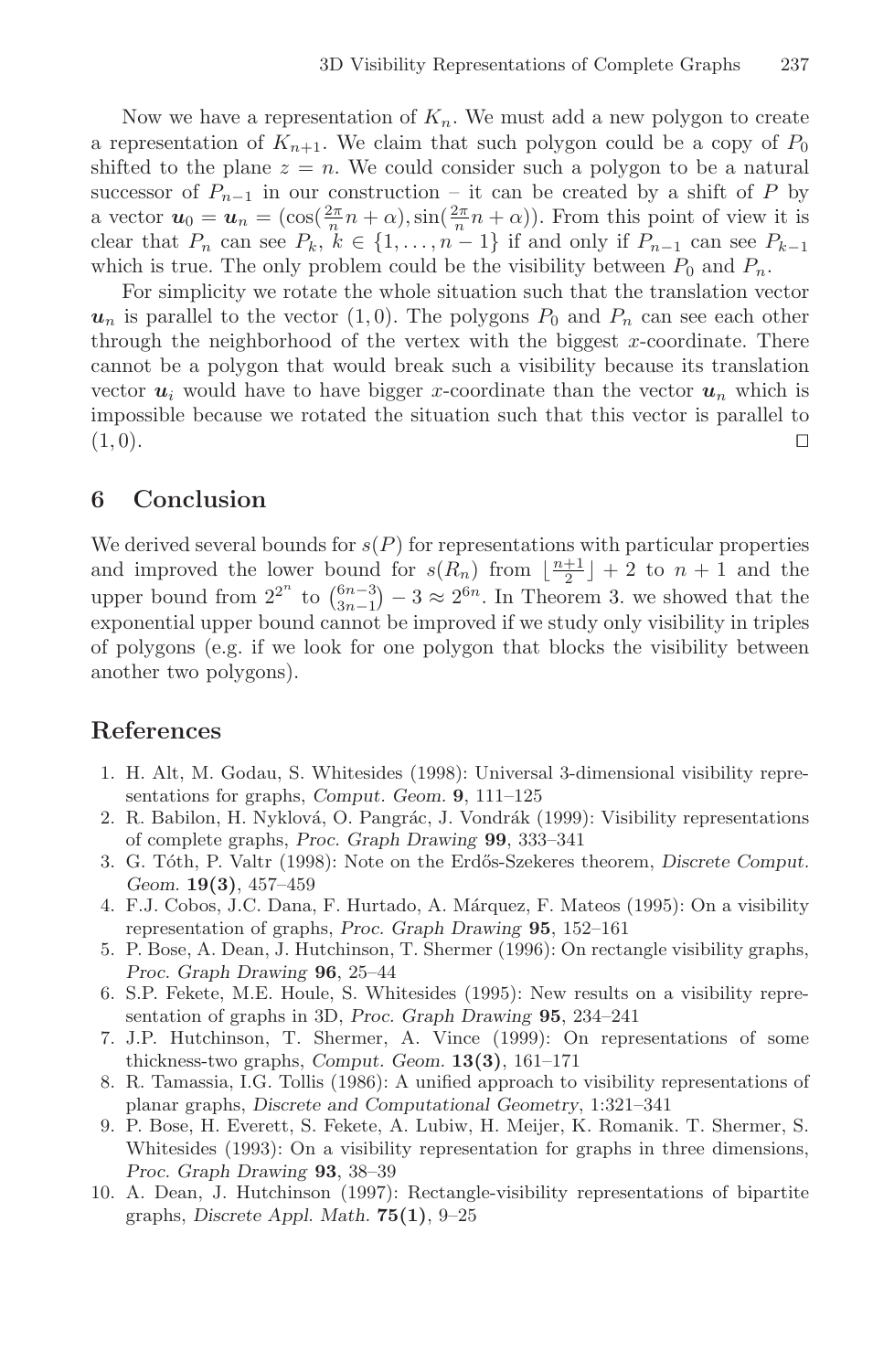Now we have a representation of $K_n$. We must add a new polygon to create a representation of $K_{n+1}$. We claim that such polygon could be a copy of $P_0$ shifted to the plane $z = n$. We could consider such a polygon to be a natural successor of $P_{n-1}$ in our construction – it can be created by a shift of $P$ by a vector $\boldsymbol{u}_0 = \boldsymbol{u}_n = (\cos(\frac{2\pi}{n}n + \alpha), \sin(\frac{2\pi}{n}n + \alpha))$. From this point of view it is clear that $P_n$ can see $P_k$, $k \in \{1, \dots, n-1\}$ if and only if $P_{n-1}$ can see $P_{k-1}$ which is true. The only problem could be the visibility between $P_0$ and $P_n$.

For simplicity we rotate the whole situation such that the translation vector $\boldsymbol{u}_n$ is parallel to the vector $(1, 0)$. The polygons $P_0$ and $P_n$ can see each other through the neighborhood of the vertex with the biggest $x$-coordinate. There cannot be a polygon that would break such a visibility because its translation vector $\boldsymbol{u}_i$ would have to have bigger $x$-coordinate than the vector $\boldsymbol{u}_n$ which is impossible because we rotated the situation such that this vector is parallel to $(1, 0)$. □

## 6 Conclusion

We derived several bounds for $s(P)$ for representations with particular properties and improved the lower bound for $s(R_n)$ from $\lfloor \frac{n+1}{2} \rfloor + 2$ to $n + 1$ and the upper bound from $2^{2^n}$ to $\binom{6n-3}{3n-1} - 3 \approx 2^{6n}$. In Theorem 3. we showed that the exponential upper bound cannot be improved if we study only visibility in triples of polygons (e.g. if we look for one polygon that blocks the visibility between another two polygons).

## References

1. H. Alt, M. Godau, S. Whitesides (1998): Universal 3-dimensional visibility representations for graphs, *Comput. Geom.* **9**, 111–125
2. R. Babilon, H. Nyklová, O. Pangrác, J. Vondrák (1999): Visibility representations of complete graphs, *Proc. Graph Drawing* **99**, 333–341
3. G. Tóth, P. Valtr (1998): Note on the Erdős-Szekeres theorem, *Discrete Comput. Geom.* **19(3)**, 457–459
4. F.J. Cobos, J.C. Dana, F. Hurtado, A. Márquez, F. Mateos (1995): On a visibility representation of graphs, *Proc. Graph Drawing* **95**, 152–161
5. P. Bose, A. Dean, J. Hutchinson, T. Shermer (1996): On rectangle visibility graphs, *Proc. Graph Drawing* **96**, 25–44
6. S.P. Fekete, M.E. Houle, S. Whitesides (1995): New results on a visibility representation of graphs in 3D, *Proc. Graph Drawing* **95**, 234–241
7. J.P. Hutchinson, T. Shermer, A. Vince (1999): On representations of some thickness-two graphs, *Comput. Geom.* **13(3)**, 161–171
8. R. Tamassia, I.G. Tollis (1986): A unified approach to visibility representations of planar graphs, *Discrete and Computational Geometry*, 1:321–341
9. P. Bose, H. Everett, S. Fekete, A. Lubiw, H. Meijer, K. Romanik. T. Shermer, S. Whitesides (1993): On a visibility representation for graphs in three dimensions, *Proc. Graph Drawing* **93**, 38–39
10. A. Dean, J. Hutchinson (1997): Rectangle-visibility representations of bipartite graphs, *Discrete Appl. Math.* **75(1)**, 9–25